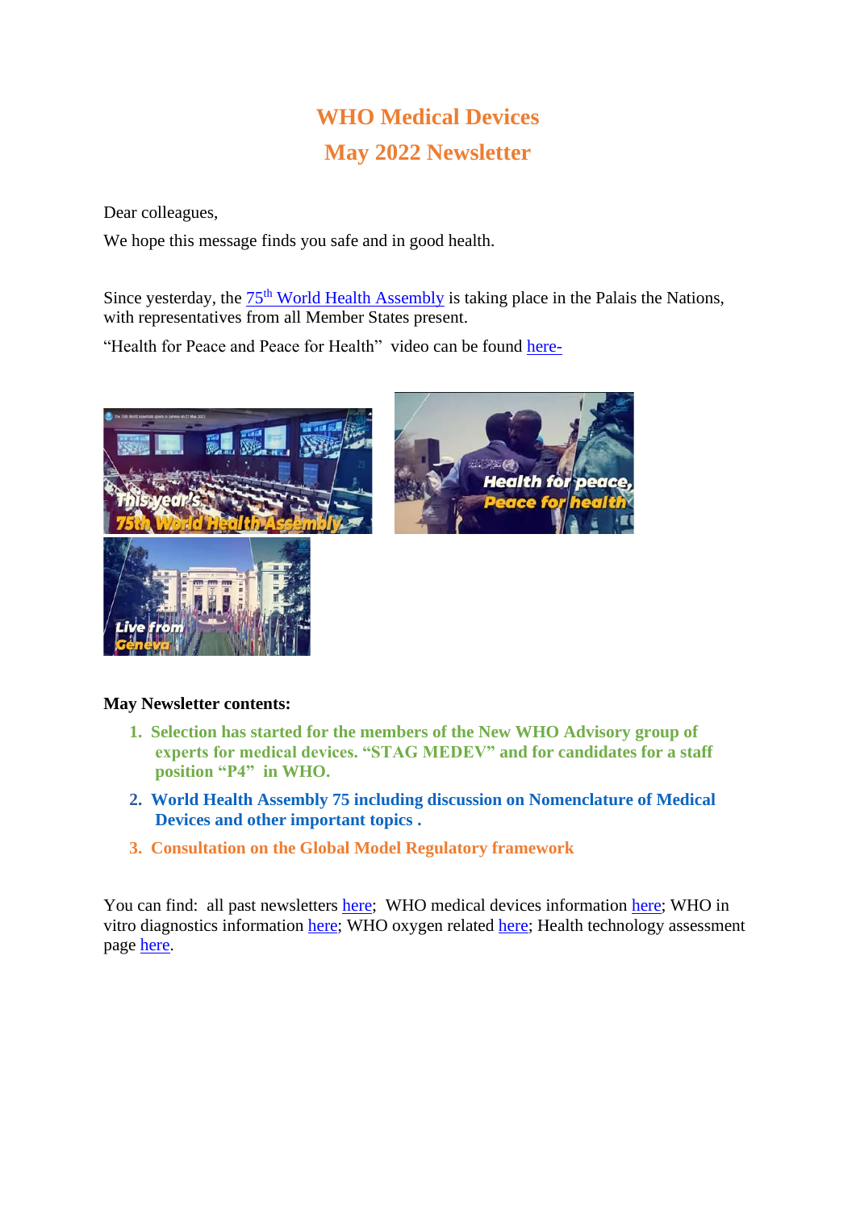# WHO Medical Devices

# May 2022 Newsletter

Dear colleagues,

We hope this message finds you safe and in good health.

Since yesterday, the 75th World Health Assembly is taking place in the Palais the Nations, with representatives from all Member States present.

"Health for Peace and Peace for Health" video can be found here-

**May Newsletter contents:**

1. **Selection has started for the members of the New WHO Advisory group of experts for medical devices. "STAG MEDEV" and for candidates for a staff position "P4" in WHO.**
2. **World Health Assembly 75 including discussion on Nomenclature of Medical Devices and other important topics .**
3. **Consultation on the Global Model Regulatory framework**

You can find: all past newsletters here; WHO medical devices information here; WHO in vitro diagnostics information here; WHO oxygen related here; Health technology assessment page here.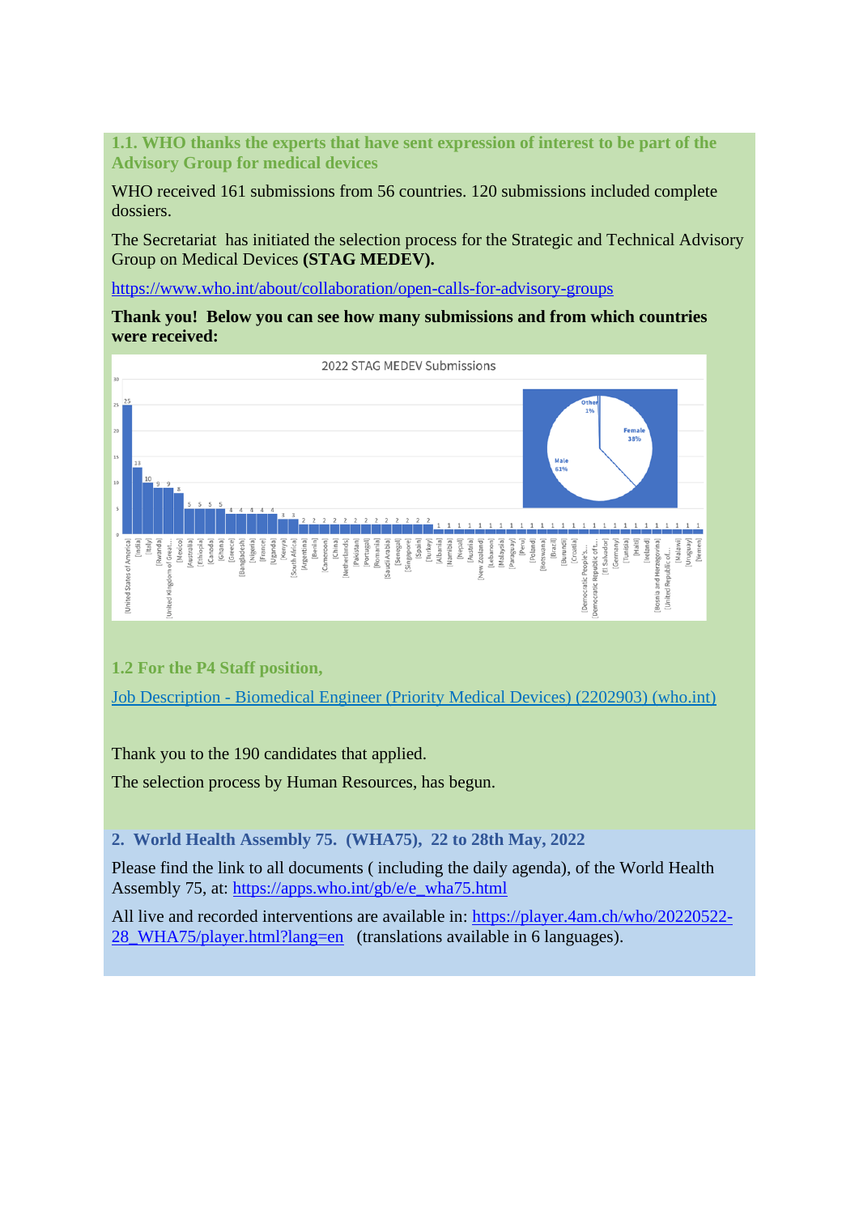### 1.1. WHO thanks the experts that have sent expression of interest to be part of the Advisory Group for medical devices

WHO received 161 submissions from 56 countries. 120 submissions included complete dossiers.

The Secretariat has initiated the selection process for the Strategic and Technical Advisory Group on Medical Devices **(STAG MEDEV).**

https://www.who.int/about/collaboration/open-calls-for-advisory-groups

**Thank you! Below you can see how many submissions and from which countries were received:**

2022 STAG MEDEV Submissions

### 1.2 For the P4 Staff position,

Job Description - Biomedical Engineer (Priority Medical Devices) (2202903) (who.int)

Thank you to the 190 candidates that applied.

The selection process by Human Resources, has begun.

## 2. World Health Assembly 75. (WHA75), 22 to 28th May, 2022

Please find the link to all documents ( including the daily agenda), of the World Health Assembly 75, at: https://apps.who.int/gb/e/e_wha75.html

All live and recorded interventions are available in: https://player.4am.ch/who/20220522-28_WHA75/player.html?lang=en (translations available in 6 languages).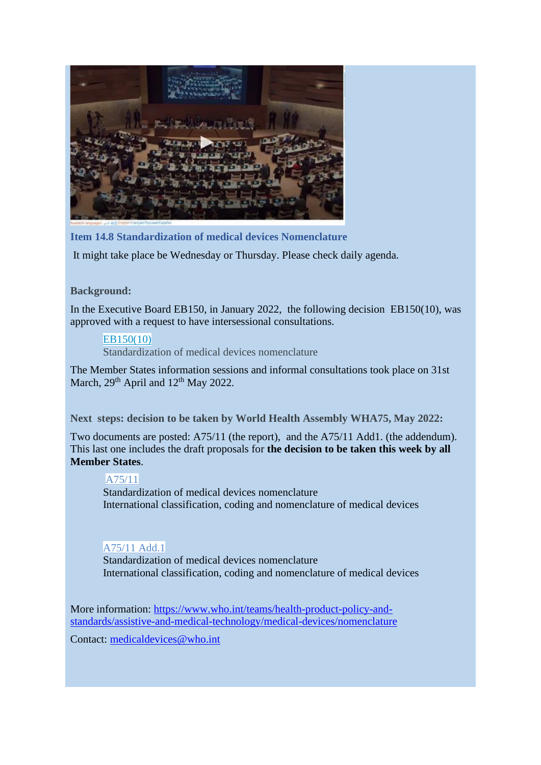### Item 14.8 Standardization of medical devices Nomenclature

It might take place be Wednesday or Thursday. Please check daily agenda.

**Background:**

In the Executive Board EB150, in January 2022, the following decision EB150(10), was approved with a request to have intersessional consultations.

> EB150(10)
> Standardization of medical devices nomenclature

The Member States information sessions and informal consultations took place on 31st March, 29th April and 12th May 2022.

**Next steps: decision to be taken by World Health Assembly WHA75, May 2022:**

Two documents are posted: A75/11 (the report), and the A75/11 Add1. (the addendum). This last one includes the draft proposals for **the decision to be taken this week by all Member States**.

> A75/11
> Standardization of medical devices nomenclature
> International classification, coding and nomenclature of medical devices

> A75/11 Add.1
> Standardization of medical devices nomenclature
> International classification, coding and nomenclature of medical devices

More information: https://www.who.int/teams/health-product-policy-and-standards/assistive-and-medical-technology/medical-devices/nomenclature

Contact: medicaldevices@who.int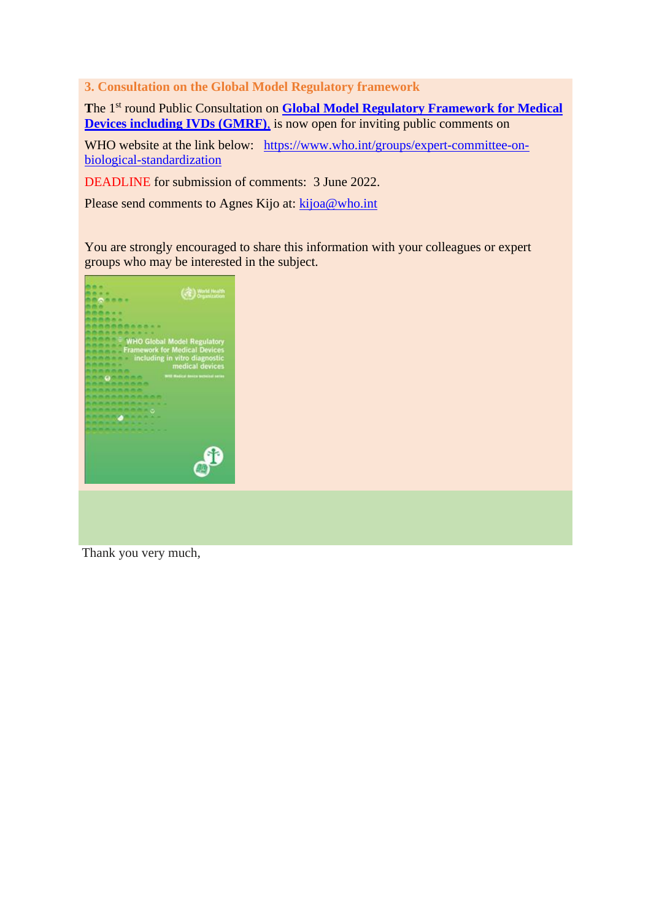### 3. Consultation on the Global Model Regulatory framework

The 1st round Public Consultation on **Global Model Regulatory Framework for Medical Devices including IVDs (GMRF),** is now open for inviting public comments on

WHO website at the link below: https://www.who.int/groups/expert-committee-on-biological-standardization

DEADLINE for submission of comments: 3 June 2022.

Please send comments to Agnes Kijo at: kijoa@who.int

You are strongly encouraged to share this information with your colleagues or expert groups who may be interested in the subject.

Thank you very much,